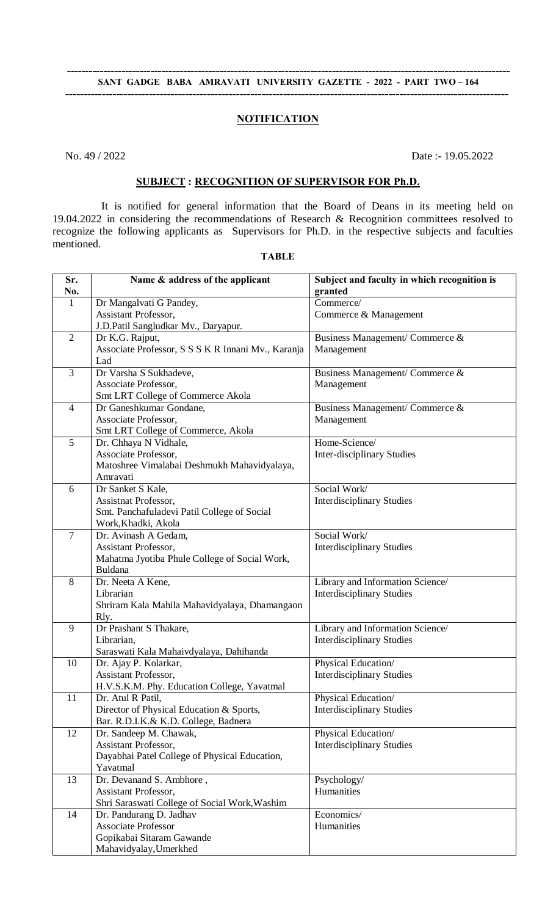**SANT GADGE BABA AMRAVATI UNIVERSITY GAZETTE - 2022 - PART TWO – 164**

## NOTIFICATION

No. 49 / 2022 Date :- 19.05.2022

### SUBJECT : RECOGNITION OF SUPERVISOR FOR Ph.D.

It is notified for general information that the Board of Deans in its meeting held on 19.04.2022 in considering the recommendations of Research & Recognition committees resolved to recognize the following applicants as Supervisors for Ph.D. in the respective subjects and faculties mentioned.

**TABLE**

| Sr. No. | Name & address of the applicant | Subject and faculty in which recognition is granted |
|---|---|---|
| 1 | Dr Mangalvati G Pandey, Assistant Professor, J.D.Patil Sangludkar Mv., Daryapur. | Commerce/ Commerce & Management |
| 2 | Dr K.G. Rajput, Associate Professor, S S S K R Innani Mv., Karanja Lad | Business Management/ Commerce & Management |
| 3 | Dr Varsha S Sukhadeve, Associate Professor, Smt LRT College of Commerce Akola | Business Management/ Commerce & Management |
| 4 | Dr Ganeshkumar Gondane, Associate Professor, Smt LRT College of Commerce, Akola | Business Management/ Commerce & Management |
| 5 | Dr. Chhaya N Vidhale, Associate Professor, Matoshree Vimalabai Deshmukh Mahavidyalaya, Amravati | Home-Science/ Inter-disciplinary Studies |
| 6 | Dr Sanket S Kale, Assistnat Professor, Smt. Panchafuladevi Patil College of Social Work,Khadki, Akola | Social Work/ Interdisciplinary Studies |
| 7 | Dr. Avinash A Gedam, Assistant Professor, Mahatma Jyotiba Phule College of Social Work, Buldana | Social Work/ Interdisciplinary Studies |
| 8 | Dr. Neeta A Kene, Librarian Shriram Kala Mahila Mahavidyalaya, Dhamangaon Rly. | Library and Information Science/ Interdisciplinary Studies |
| 9 | Dr Prashant S Thakare, Librarian, Saraswati Kala Mahaivdyalaya, Dahihanda | Library and Information Science/ Interdisciplinary Studies |
| 10 | Dr. Ajay P. Kolarkar, Assistant Professor, H.V.S.K.M. Phy. Education College, Yavatmal | Physical Education/ Interdisciplinary Studies |
| 11 | Dr. Atul R Patil, Director of Physical Education & Sports, Bar. R.D.I.K.& K.D. College, Badnera | Physical Education/ Interdisciplinary Studies |
| 12 | Dr. Sandeep M. Chawak, Assistant Professor, Dayabhai Patel College of Physical Education, Yavatmal | Physical Education/ Interdisciplinary Studies |
| 13 | Dr. Devanand S. Ambhore , Assistant Professor, Shri Saraswati College of Social Work,Washim | Psychology/ Humanities |
| 14 | Dr. Pandurang D. Jadhav Associate Professor Gopikabai Sitaram Gawande Mahavidyalay,Umerkhed | Economics/ Humanities |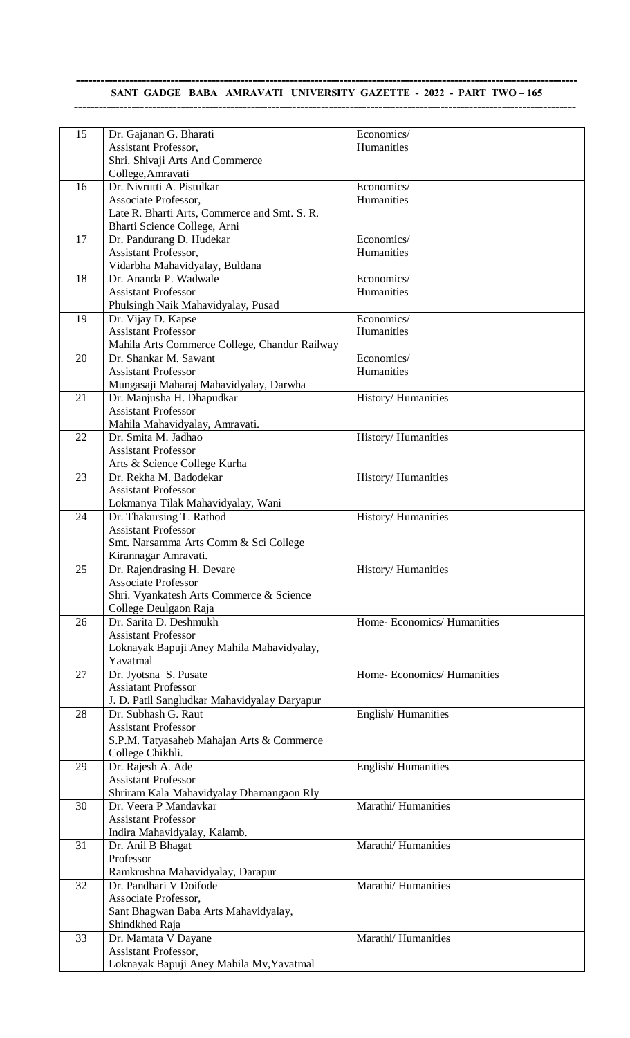| 15 | Dr. Gajanan G. Bharati<br>Assistant Professor,<br>Shri. Shivaji Arts And Commerce College,Amravati | Economics/<br>Humanities |
|---|---|---|
| 16 | Dr. Nivrutti A. Pistulkar<br>Associate Professor,<br>Late R. Bharti Arts, Commerce and Smt. S. R. Bharti Science College, Arni | Economics/<br>Humanities |
| 17 | Dr. Pandurang D. Hudekar<br>Assistant Professor,<br>Vidarbha Mahavidyalay, Buldana | Economics/<br>Humanities |
| 18 | Dr. Ananda P. Wadwale<br>Assistant Professor<br>Phulsingh Naik Mahavidyalay, Pusad | Economics/<br>Humanities |
| 19 | Dr. Vijay D. Kapse<br>Assistant Professor<br>Mahila Arts Commerce College, Chandur Railway | Economics/<br>Humanities |
| 20 | Dr. Shankar M. Sawant<br>Assistant Professor<br>Mungasaji Maharaj Mahavidyalay, Darwha | Economics/<br>Humanities |
| 21 | Dr. Manjusha H. Dhapudkar<br>Assistant Professor<br>Mahila Mahavidyalay, Amravati. | History/ Humanities |
| 22 | Dr. Smita M. Jadhao<br>Assistant Professor<br>Arts & Science College Kurha | History/ Humanities |
| 23 | Dr. Rekha M. Badodekar<br>Assistant Professor<br>Lokmanya Tilak Mahavidyalay, Wani | History/ Humanities |
| 24 | Dr. Thakursing T. Rathod<br>Assistant Professor<br>Smt. Narsamma Arts Comm & Sci College Kirannagar Amravati. | History/ Humanities |
| 25 | Dr. Rajendrasing H. Devare<br>Associate Professor<br>Shri. Vyankatesh Arts Commerce & Science College Deulgaon Raja | History/ Humanities |
| 26 | Dr. Sarita D. Deshmukh<br>Assistant Professor<br>Loknayak Bapuji Aney Mahila Mahavidyalay, Yavatmal | Home- Economics/ Humanities |
| 27 | Dr. Jyotsna S. Pusate<br>Assiatant Professor<br>J. D. Patil Sangludkar Mahavidyalay Daryapur | Home- Economics/ Humanities |
| 28 | Dr. Subhash G. Raut<br>Assistant Professor<br>S.P.M. Tatyasaheb Mahajan Arts & Commerce College Chikhli. | English/ Humanities |
| 29 | Dr. Rajesh A. Ade<br>Assistant Professor<br>Shriram Kala Mahavidyalay Dhamangaon Rly | English/ Humanities |
| 30 | Dr. Veera P Mandavkar<br>Assistant Professor<br>Indira Mahavidyalay, Kalamb. | Marathi/ Humanities |
| 31 | Dr. Anil B Bhagat<br>Professor<br>Ramkrushna Mahavidyalay, Darapur | Marathi/ Humanities |
| 32 | Dr. Pandhari V Doifode<br>Associate Professor,<br>Sant Bhagwan Baba Arts Mahavidyalay, Shindkhed Raja | Marathi/ Humanities |
| 33 | Dr. Mamata V Dayane<br>Assistant Professor,<br>Loknayak Bapuji Aney Mahila Mv,Yavatmal | Marathi/ Humanities |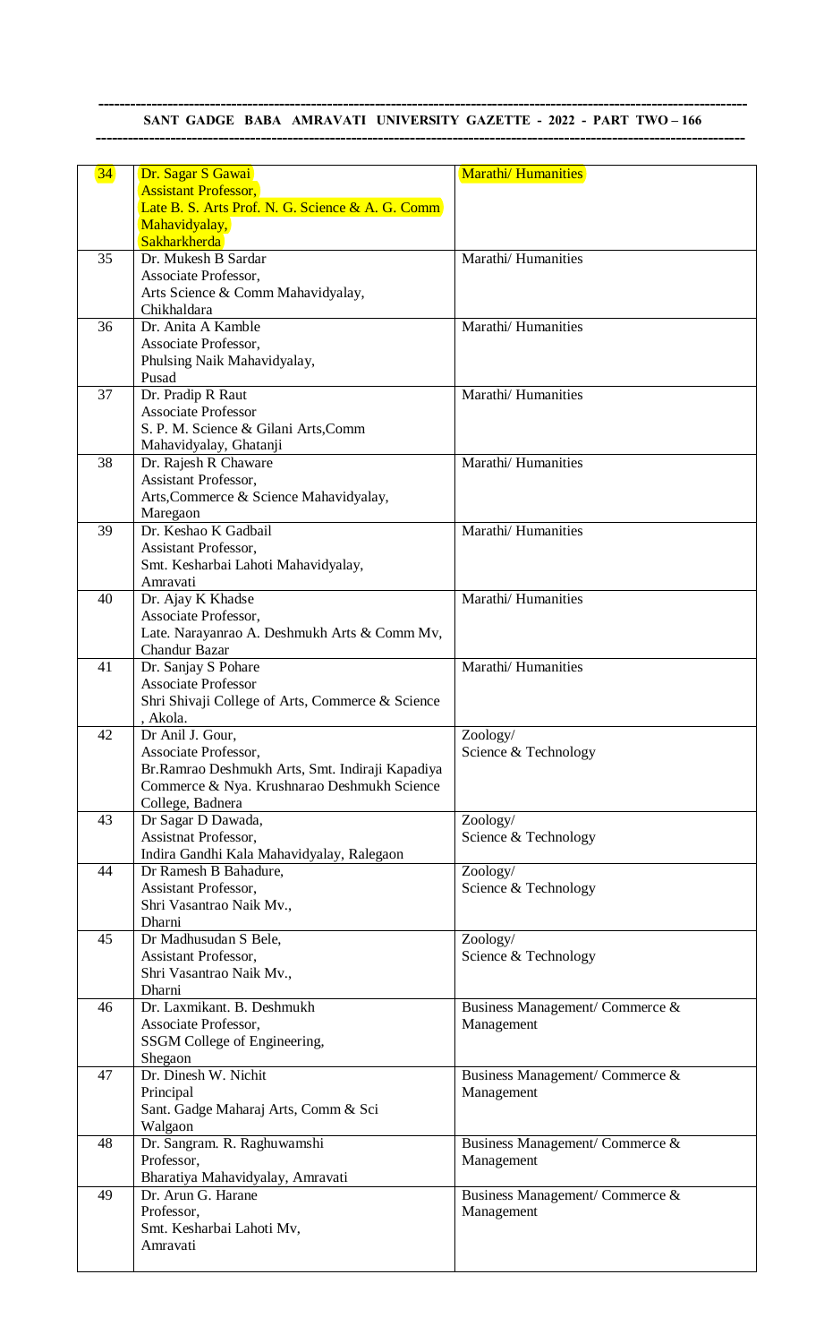| 34 | Dr. Sagar S Gawai<br>Assistant Professor,<br>Late B. S. Arts Prof. N. G. Science & A. G. Comm Mahavidyalay,<br>Sakharkherda | Marathi/ Humanities |
|---|---|---|
| 35 | Dr. Mukesh B Sardar<br>Associate Professor,<br>Arts Science & Comm Mahavidyalay,<br>Chikhaldara | Marathi/ Humanities |
| 36 | Dr. Anita A Kamble<br>Associate Professor,<br>Phulsing Naik Mahavidyalay,<br>Pusad | Marathi/ Humanities |
| 37 | Dr. Pradip R Raut<br>Associate Professor<br>S. P. M. Science & Gilani Arts,Comm Mahavidyalay, Ghatanji | Marathi/ Humanities |
| 38 | Dr. Rajesh R Chaware<br>Assistant Professor,<br>Arts,Commerce & Science Mahavidyalay,<br>Maregaon | Marathi/ Humanities |
| 39 | Dr. Keshao K Gadbail<br>Assistant Professor,<br>Smt. Kesharbai Lahoti Mahavidyalay,<br>Amravati | Marathi/ Humanities |
| 40 | Dr. Ajay K Khadse<br>Associate Professor,<br>Late. Narayanrao A. Deshmukh Arts & Comm Mv,<br>Chandur Bazar | Marathi/ Humanities |
| 41 | Dr. Sanjay S Pohare<br>Associate Professor<br>Shri Shivaji College of Arts, Commerce & Science , Akola. | Marathi/ Humanities |
| 42 | Dr Anil J. Gour,<br>Associate Professor,<br>Br.Ramrao Deshmukh Arts, Smt. Indiraji Kapadiya Commerce & Nya. Krushnarao Deshmukh Science College, Badnera | Zoology/<br>Science & Technology |
| 43 | Dr Sagar D Dawada,<br>Assistnat Professor,<br>Indira Gandhi Kala Mahavidyalay, Ralegaon | Zoology/<br>Science & Technology |
| 44 | Dr Ramesh B Bahadure,<br>Assistant Professor,<br>Shri Vasantrao Naik Mv.,<br>Dharni | Zoology/<br>Science & Technology |
| 45 | Dr Madhusudan S Bele,<br>Assistant Professor,<br>Shri Vasantrao Naik Mv.,<br>Dharni | Zoology/<br>Science & Technology |
| 46 | Dr. Laxmikant. B. Deshmukh<br>Associate Professor,<br>SSGM College of Engineering,<br>Shegaon | Business Management/ Commerce & Management |
| 47 | Dr. Dinesh W. Nichit<br>Principal<br>Sant. Gadge Maharaj Arts, Comm & Sci<br>Walgaon | Business Management/ Commerce & Management |
| 48 | Dr. Sangram. R. Raghuwamshi<br>Professor,<br>Bharatiya Mahavidyalay, Amravati | Business Management/ Commerce & Management |
| 49 | Dr. Arun G. Harane<br>Professor,<br>Smt. Kesharbai Lahoti Mv,<br>Amravati | Business Management/ Commerce & Management |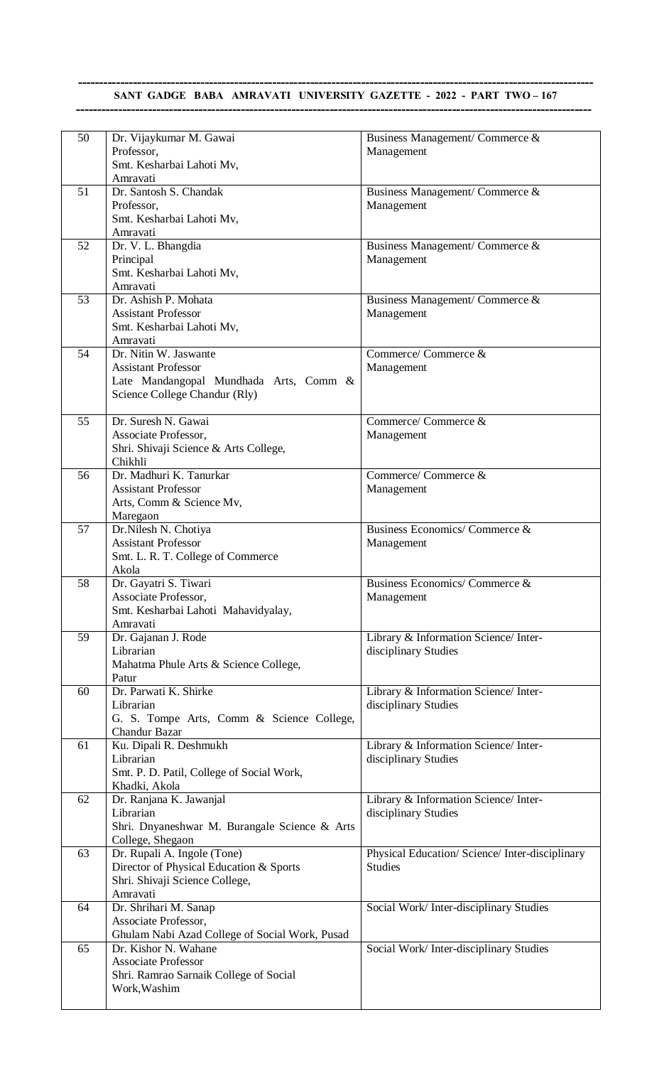| 50 | Dr. Vijaykumar M. Gawai<br>Professor,<br>Smt. Kesharbai Lahoti Mv,<br>Amravati | Business Management/ Commerce & Management |
|---|---|---|
| 51 | Dr. Santosh S. Chandak<br>Professor,<br>Smt. Kesharbai Lahoti Mv,<br>Amravati | Business Management/ Commerce & Management |
| 52 | Dr. V. L. Bhangdia<br>Principal<br>Smt. Kesharbai Lahoti Mv,<br>Amravati | Business Management/ Commerce & Management |
| 53 | Dr. Ashish P. Mohata<br>Assistant Professor<br>Smt. Kesharbai Lahoti Mv,<br>Amravati | Business Management/ Commerce & Management |
| 54 | Dr. Nitin W. Jaswante<br>Assistant Professor<br>Late Mandangopal Mundhada Arts, Comm & Science College Chandur (Rly) | Commerce/ Commerce & Management |
| 55 | Dr. Suresh N. Gawai<br>Associate Professor,<br>Shri. Shivaji Science & Arts College,<br>Chikhli | Commerce/ Commerce & Management |
| 56 | Dr. Madhuri K. Tanurkar<br>Assistant Professor<br>Arts, Comm & Science Mv,<br>Maregaon | Commerce/ Commerce & Management |
| 57 | Dr.Nilesh N. Chotiya<br>Assistant Professor<br>Smt. L. R. T. College of Commerce<br>Akola | Business Economics/ Commerce & Management |
| 58 | Dr. Gayatri S. Tiwari<br>Associate Professor,<br>Smt. Kesharbai Lahoti Mahavidyalay,<br>Amravati | Business Economics/ Commerce & Management |
| 59 | Dr. Gajanan J. Rode<br>Librarian<br>Mahatma Phule Arts & Science College,<br>Patur | Library & Information Science/ Inter-disciplinary Studies |
| 60 | Dr. Parwati K. Shirke<br>Librarian<br>G. S. Tompe Arts, Comm & Science College,<br>Chandur Bazar | Library & Information Science/ Inter-disciplinary Studies |
| 61 | Ku. Dipali R. Deshmukh<br>Librarian<br>Smt. P. D. Patil, College of Social Work,<br>Khadki, Akola | Library & Information Science/ Inter-disciplinary Studies |
| 62 | Dr. Ranjana K. Jawanjal<br>Librarian<br>Shri. Dnyaneshwar M. Burangale Science & Arts College, Shegaon | Library & Information Science/ Inter-disciplinary Studies |
| 63 | Dr. Rupali A. Ingole (Tone)<br>Director of Physical Education & Sports<br>Shri. Shivaji Science College,<br>Amravati | Physical Education/ Science/ Inter-disciplinary Studies |
| 64 | Dr. Shrihari M. Sanap<br>Associate Professor,<br>Ghulam Nabi Azad College of Social Work, Pusad | Social Work/ Inter-disciplinary Studies |
| 65 | Dr. Kishor N. Wahane<br>Associate Professor<br>Shri. Ramrao Sarnaik College of Social Work,Washim | Social Work/ Inter-disciplinary Studies |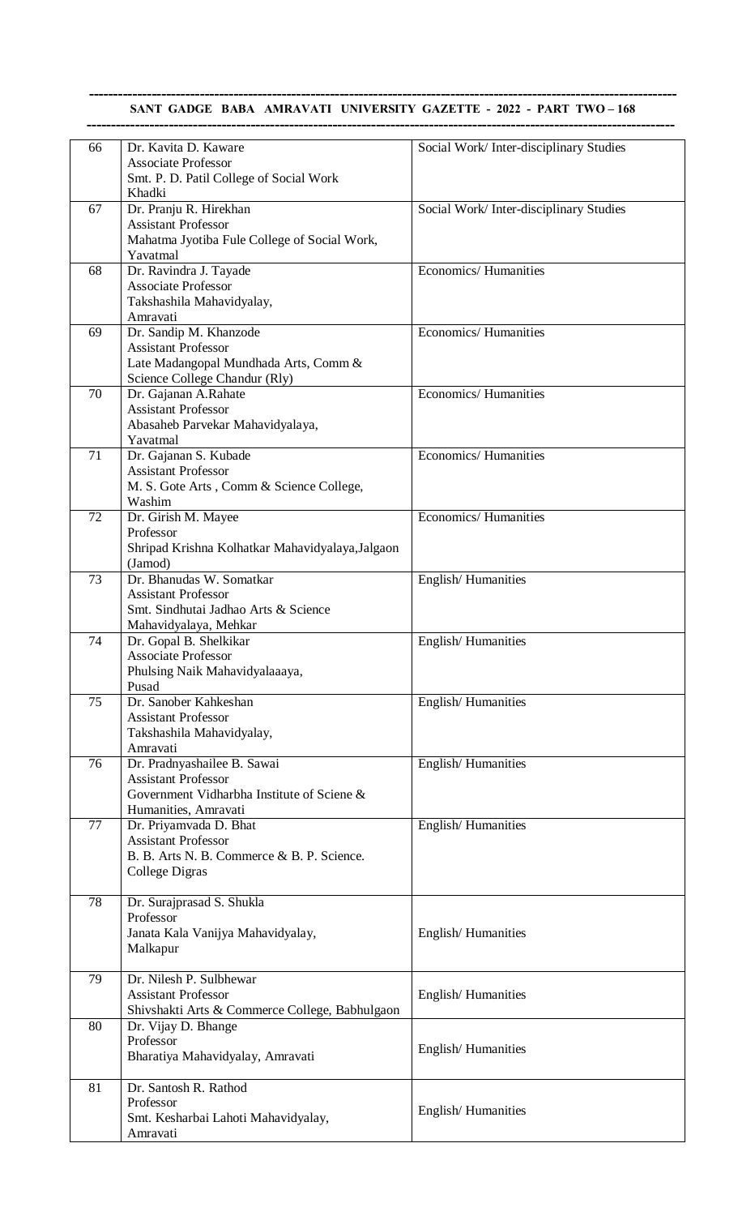| 66 | Dr. Kavita D. Kaware<br>Associate Professor<br>Smt. P. D. Patil College of Social Work<br>Khadki | Social Work/ Inter-disciplinary Studies |
|---|---|---|
| 67 | Dr. Pranju R. Hirekhan<br>Assistant Professor<br>Mahatma Jyotiba Fule College of Social Work,<br>Yavatmal | Social Work/ Inter-disciplinary Studies |
| 68 | Dr. Ravindra J. Tayade<br>Associate Professor<br>Takshashila Mahavidyalay,<br>Amravati | Economics/ Humanities |
| 69 | Dr. Sandip M. Khanzode<br>Assistant Professor<br>Late Madangopal Mundhada Arts, Comm &<br>Science College Chandur (Rly) | Economics/ Humanities |
| 70 | Dr. Gajanan A.Rahate<br>Assistant Professor<br>Abasaheb Parvekar Mahavidyalaya,<br>Yavatmal | Economics/ Humanities |
| 71 | Dr. Gajanan S. Kubade<br>Assistant Professor<br>M. S. Gote Arts , Comm & Science College,<br>Washim | Economics/ Humanities |
| 72 | Dr. Girish M. Mayee<br>Professor<br>Shripad Krishna Kolhatkar Mahavidyalaya,Jalgaon<br>(Jamod) | Economics/ Humanities |
| 73 | Dr. Bhanudas W. Somatkar<br>Assistant Professor<br>Smt. Sindhutai Jadhao Arts & Science<br>Mahavidyalaya, Mehkar | English/ Humanities |
| 74 | Dr. Gopal B. Shelkikar<br>Associate Professor<br>Phulsing Naik Mahavidyalaaaya,<br>Pusad | English/ Humanities |
| 75 | Dr. Sanober Kahkeshan<br>Assistant Professor<br>Takshashila Mahavidyalay,<br>Amravati | English/ Humanities |
| 76 | Dr. Pradnyashailee B. Sawai<br>Assistant Professor<br>Government Vidharbha Institute of Sciene &<br>Humanities, Amravati | English/ Humanities |
| 77 | Dr. Priyamvada D. Bhat<br>Assistant Professor<br>B. B. Arts N. B. Commerce & B. P. Science.<br>College Digras | English/ Humanities |
| 78 | Dr. Surajprasad S. Shukla<br>Professor<br>Janata Kala Vanijya Mahavidyalay,<br>Malkapur | English/ Humanities |
| 79 | Dr. Nilesh P. Sulbhewar<br>Assistant Professor<br>Shivshakti Arts & Commerce College, Babhulgaon | English/ Humanities |
| 80 | Dr. Vijay D. Bhange<br>Professor<br>Bharatiya Mahavidyalay, Amravati | English/ Humanities |
| 81 | Dr. Santosh R. Rathod<br>Professor<br>Smt. Kesharbai Lahoti Mahavidyalay,<br>Amravati | English/ Humanities |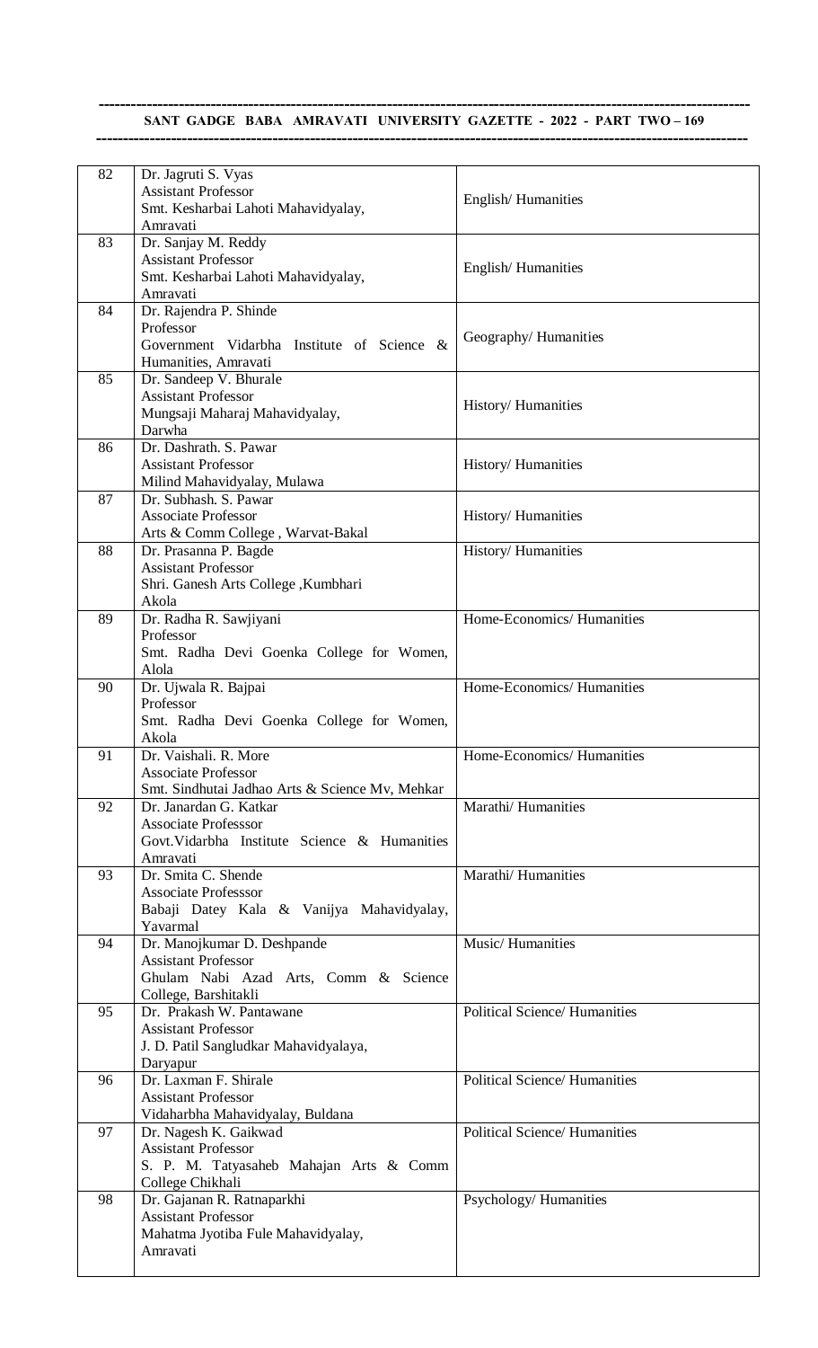| 82 | Dr. Jagruti S. Vyas<br>Assistant Professor<br>Smt. Kesharbai Lahoti Mahavidyalay,<br>Amravati | English/ Humanities |
|---|---|---|
| 83 | Dr. Sanjay M. Reddy<br>Assistant Professor<br>Smt. Kesharbai Lahoti Mahavidyalay,<br>Amravati | English/ Humanities |
| 84 | Dr. Rajendra P. Shinde<br>Professor<br>Government Vidarbha Institute of Science & Humanities, Amravati | Geography/ Humanities |
| 85 | Dr. Sandeep V. Bhurale<br>Assistant Professor<br>Mungsaji Maharaj Mahavidyalay,<br>Darwha | History/ Humanities |
| 86 | Dr. Dashrath. S. Pawar<br>Assistant Professor<br>Milind Mahavidyalay, Mulawa | History/ Humanities |
| 87 | Dr. Subhash. S. Pawar<br>Associate Professor<br>Arts & Comm College , Warvat-Bakal | History/ Humanities |
| 88 | Dr. Prasanna P. Bagde<br>Assistant Professor<br>Shri. Ganesh Arts College ,Kumbhari<br>Akola | History/ Humanities |
| 89 | Dr. Radha R. Sawjiyani<br>Professor<br>Smt. Radha Devi Goenka College for Women, Alola | Home-Economics/ Humanities |
| 90 | Dr. Ujwala R. Bajpai<br>Professor<br>Smt. Radha Devi Goenka College for Women, Akola | Home-Economics/ Humanities |
| 91 | Dr. Vaishali. R. More<br>Associate Professor<br>Smt. Sindhutai Jadhao Arts & Science Mv, Mehkar | Home-Economics/ Humanities |
| 92 | Dr. Janardan G. Katkar<br>Associate Professsor<br>Govt.Vidarbha Institute Science & Humanities Amravati | Marathi/ Humanities |
| 93 | Dr. Smita C. Shende<br>Associate Professsor<br>Babaji Datey Kala & Vanijya Mahavidyalay, Yavarmal | Marathi/ Humanities |
| 94 | Dr. Manojkumar D. Deshpande<br>Assistant Professor<br>Ghulam Nabi Azad Arts, Comm & Science College, Barshitakli | Music/ Humanities |
| 95 | Dr. Prakash W. Pantawane<br>Assistant Professor<br>J. D. Patil Sangludkar Mahavidyalaya,<br>Daryapur | Political Science/ Humanities |
| 96 | Dr. Laxman F. Shirale<br>Assistant Professor<br>Vidaharbha Mahavidyalay, Buldana | Political Science/ Humanities |
| 97 | Dr. Nagesh K. Gaikwad<br>Assistant Professor<br>S. P. M. Tatyasaheb Mahajan Arts & Comm College Chikhali | Political Science/ Humanities |
| 98 | Dr. Gajanan R. Ratnaparkhi<br>Assistant Professor<br>Mahatma Jyotiba Fule Mahavidyalay,<br>Amravati | Psychology/ Humanities |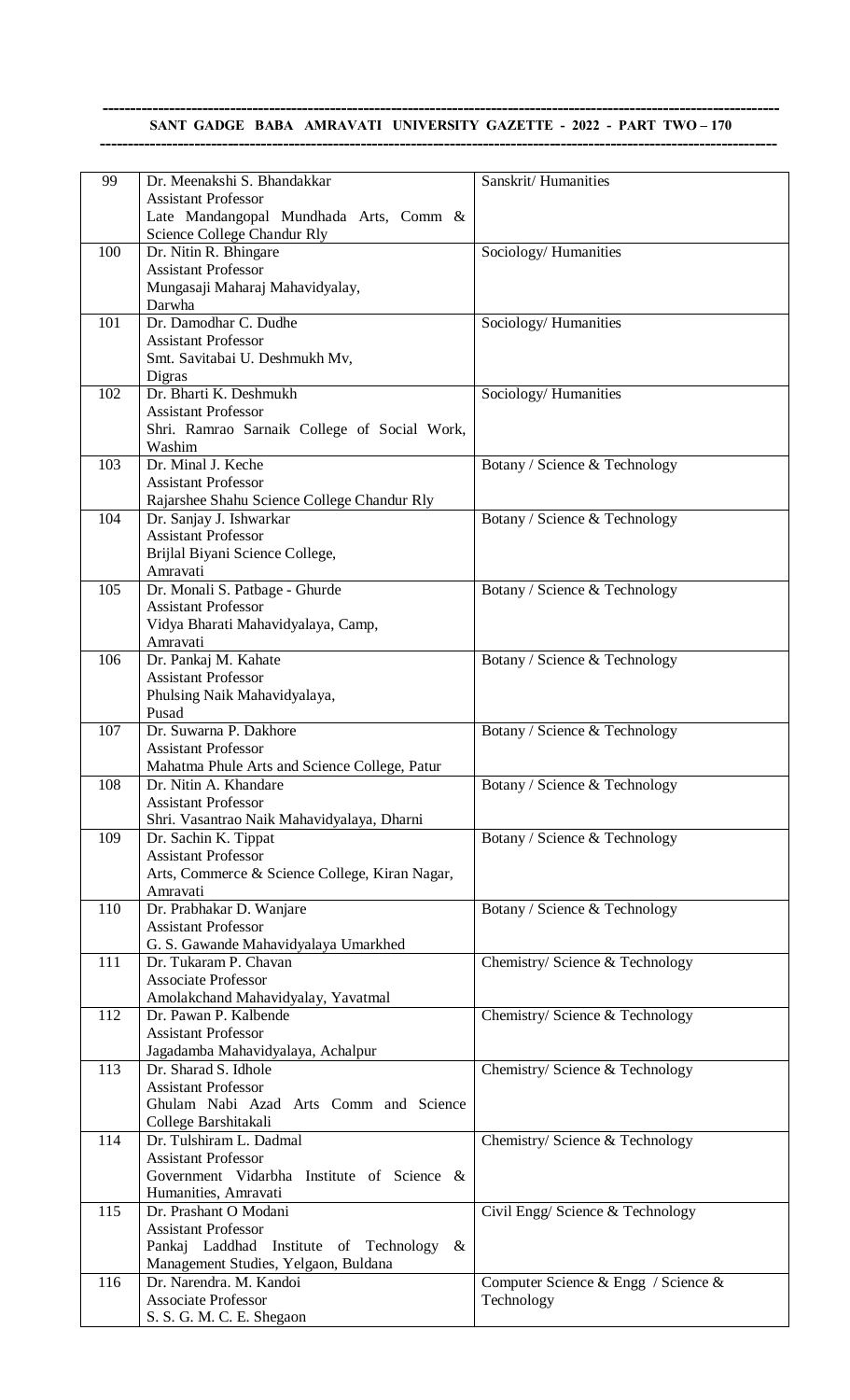| 99 | Dr. Meenakshi S. Bhandakkar<br>Assistant Professor<br>Late Mandangopal Mundhada Arts, Comm & Science College Chandur Rly | Sanskrit/ Humanities |
|---|---|---|
| 100 | Dr. Nitin R. Bhingare<br>Assistant Professor<br>Mungasaji Maharaj Mahavidyalay, Darwha | Sociology/ Humanities |
| 101 | Dr. Damodhar C. Dudhe<br>Assistant Professor<br>Smt. Savitabai U. Deshmukh Mv, Digras | Sociology/ Humanities |
| 102 | Dr. Bharti K. Deshmukh<br>Assistant Professor<br>Shri. Ramrao Sarnaik College of Social Work, Washim | Sociology/ Humanities |
| 103 | Dr. Minal J. Keche<br>Assistant Professor<br>Rajarshee Shahu Science College Chandur Rly | Botany / Science & Technology |
| 104 | Dr. Sanjay J. Ishwarkar<br>Assistant Professor<br>Brijlal Biyani Science College, Amravati | Botany / Science & Technology |
| 105 | Dr. Monali S. Patbage - Ghurde<br>Assistant Professor<br>Vidya Bharati Mahavidyalaya, Camp, Amravati | Botany / Science & Technology |
| 106 | Dr. Pankaj M. Kahate<br>Assistant Professor<br>Phulsing Naik Mahavidyalaya, Pusad | Botany / Science & Technology |
| 107 | Dr. Suwarna P. Dakhore<br>Assistant Professor<br>Mahatma Phule Arts and Science College, Patur | Botany / Science & Technology |
| 108 | Dr. Nitin A. Khandare<br>Assistant Professor<br>Shri. Vasantrao Naik Mahavidyalaya, Dharni | Botany / Science & Technology |
| 109 | Dr. Sachin K. Tippat<br>Assistant Professor<br>Arts, Commerce & Science College, Kiran Nagar, Amravati | Botany / Science & Technology |
| 110 | Dr. Prabhakar D. Wanjare<br>Assistant Professor<br>G. S. Gawande Mahavidyalaya Umarkhed | Botany / Science & Technology |
| 111 | Dr. Tukaram P. Chavan<br>Associate Professor<br>Amolakchand Mahavidyalay, Yavatmal | Chemistry/ Science & Technology |
| 112 | Dr. Pawan P. Kalbende<br>Assistant Professor<br>Jagadamba Mahavidyalaya, Achalpur | Chemistry/ Science & Technology |
| 113 | Dr. Sharad S. Idhole<br>Assistant Professor<br>Ghulam Nabi Azad Arts Comm and Science College Barshitakali | Chemistry/ Science & Technology |
| 114 | Dr. Tulshiram L. Dadmal<br>Assistant Professor<br>Government Vidarbha Institute of Science & Humanities, Amravati | Chemistry/ Science & Technology |
| 115 | Dr. Prashant O Modani<br>Assistant Professor<br>Pankaj Laddhad Institute of Technology & Management Studies, Yelgaon, Buldana | Civil Engg/ Science & Technology |
| 116 | Dr. Narendra. M. Kandoi<br>Associate Professor<br>S. S. G. M. C. E. Shegaon | Computer Science & Engg / Science & Technology |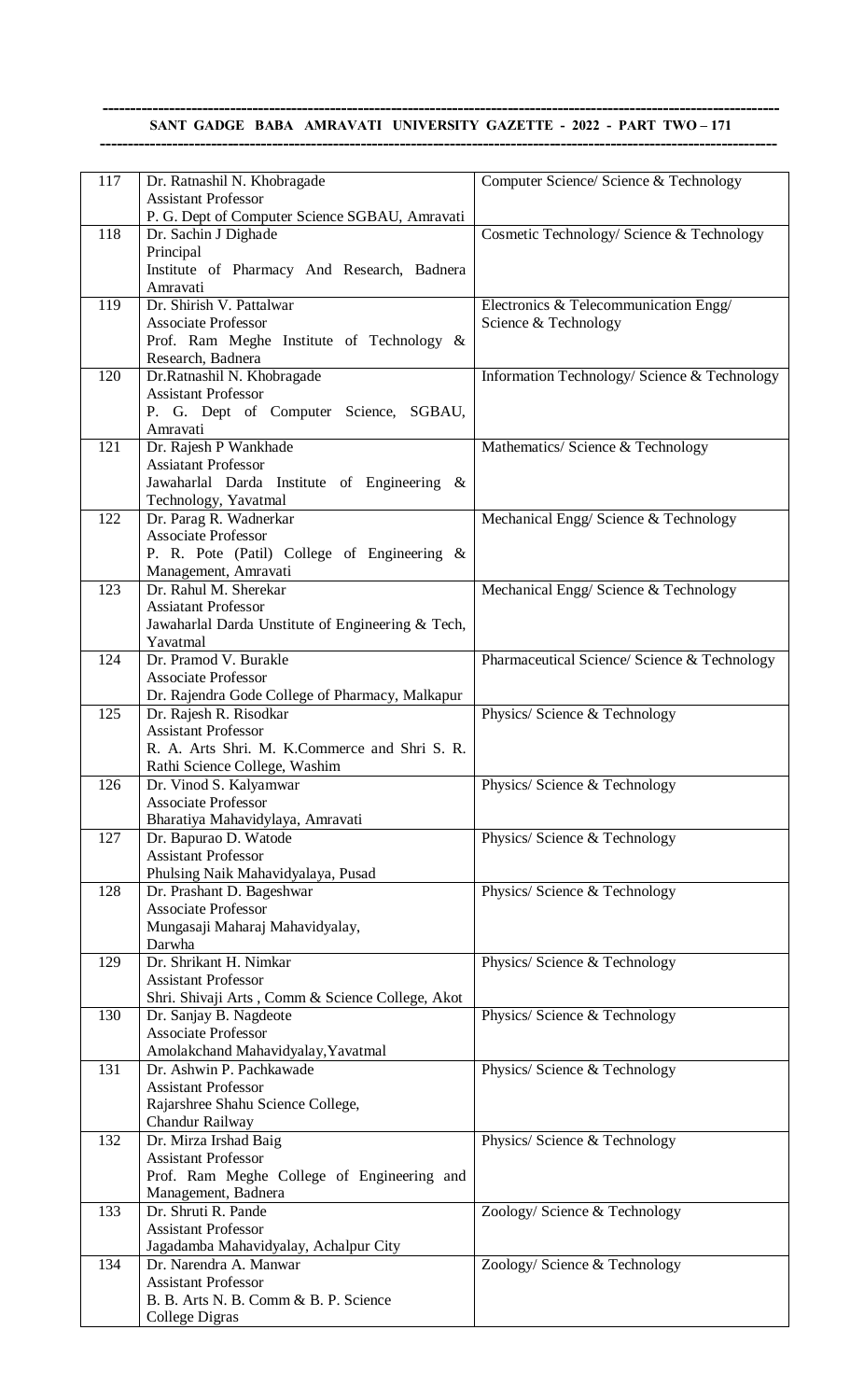| 117 | Dr. Ratnashil N. Khobragade<br>Assistant Professor<br>P. G. Dept of Computer Science SGBAU, Amravati | Computer Science/ Science & Technology |
|---|---|---|
| 118 | Dr. Sachin J Dighade<br>Principal<br>Institute of Pharmacy And Research, Badnera Amravati | Cosmetic Technology/ Science & Technology |
| 119 | Dr. Shirish V. Pattalwar<br>Associate Professor<br>Prof. Ram Meghe Institute of Technology & Research, Badnera | Electronics & Telecommunication Engg/ Science & Technology |
| 120 | Dr.Ratnashil N. Khobragade<br>Assistant Professor<br>P. G. Dept of Computer Science, SGBAU, Amravati | Information Technology/ Science & Technology |
| 121 | Dr. Rajesh P Wankhade<br>Assiatant Professor<br>Jawaharlal Darda Institute of Engineering & Technology, Yavatmal | Mathematics/ Science & Technology |
| 122 | Dr. Parag R. Wadnerkar<br>Associate Professor<br>P. R. Pote (Patil) College of Engineering & Management, Amravati | Mechanical Engg/ Science & Technology |
| 123 | Dr. Rahul M. Sherekar<br>Assiatant Professor<br>Jawaharlal Darda Unstitute of Engineering & Tech, Yavatmal | Mechanical Engg/ Science & Technology |
| 124 | Dr. Pramod V. Burakle<br>Associate Professor<br>Dr. Rajendra Gode College of Pharmacy, Malkapur | Pharmaceutical Science/ Science & Technology |
| 125 | Dr. Rajesh R. Risodkar<br>Assistant Professor<br>R. A. Arts Shri. M. K.Commerce and Shri S. R. Rathi Science College, Washim | Physics/ Science & Technology |
| 126 | Dr. Vinod S. Kalyamwar<br>Associate Professor<br>Bharatiya Mahavidyalaya, Amravati | Physics/ Science & Technology |
| 127 | Dr. Bapurao D. Watode<br>Assistant Professor<br>Phulsing Naik Mahavidyalaya, Pusad | Physics/ Science & Technology |
| 128 | Dr. Prashant D. Bageshwar<br>Associate Professor<br>Mungasaji Maharaj Mahavidyalay, Darwha | Physics/ Science & Technology |
| 129 | Dr. Shrikant H. Nimkar<br>Assistant Professor<br>Shri. Shivaji Arts , Comm & Science College, Akot | Physics/ Science & Technology |
| 130 | Dr. Sanjay B. Nagdeote<br>Associate Professor<br>Amolakchand Mahavidyalay,Yavatmal | Physics/ Science & Technology |
| 131 | Dr. Ashwin P. Pachkawade<br>Assistant Professor<br>Rajarshree Shahu Science College, Chandur Railway | Physics/ Science & Technology |
| 132 | Dr. Mirza Irshad Baig<br>Assistant Professor<br>Prof. Ram Meghe College of Engineering and Management, Badnera | Physics/ Science & Technology |
| 133 | Dr. Shruti R. Pande<br>Assistant Professor<br>Jagadamba Mahavidyalay, Achalpur City | Zoology/ Science & Technology |
| 134 | Dr. Narendra A. Manwar<br>Assistant Professor<br>B. B. Arts N. B. Comm & B. P. Science College Digras | Zoology/ Science & Technology |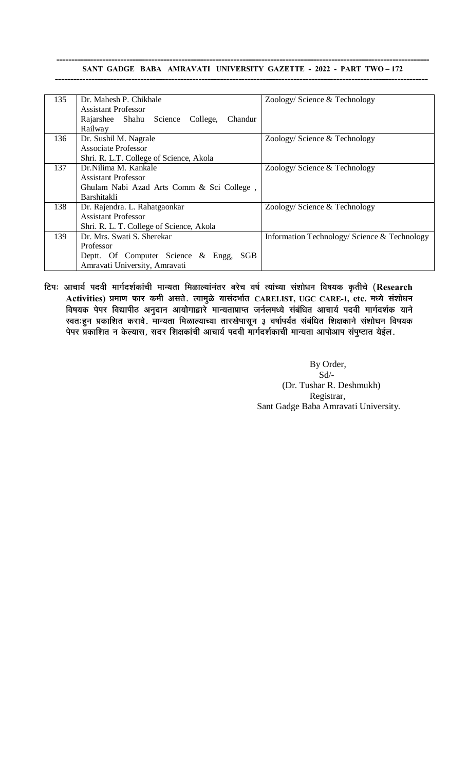| | | |
|---|---|---|
| 135 | Dr. Mahesh P. Chikhale<br>Assistant Professor<br>Rajarshee Shahu Science College, Chandur Railway | Zoology/ Science & Technology |
| 136 | Dr. Sushil M. Nagrale<br>Associate Professor<br>Shri. R. L.T. College of Science, Akola | Zoology/ Science & Technology |
| 137 | Dr.Nilima M. Kankale<br>Assistant Professor<br>Ghulam Nabi Azad Arts Comm & Sci College , Barshitakli | Zoology/ Science & Technology |
| 138 | Dr. Rajendra. L. Rahatgaonkar<br>Assistant Professor<br>Shri. R. L. T. College of Science, Akola | Zoology/ Science & Technology |
| 139 | Dr. Mrs. Swati S. Sherekar<br>Professor<br>Deptt. Of Computer Science & Engg, SGB Amravati University, Amravati | Information Technology/ Science & Technology |

टिपः आचार्य पदवी मार्गदर्शकांची मान्यता मिळाल्यांनंतर बरेच वर्ष त्यांच्या संशोधन विषयक कृतीचे (**Research Activities)** प्रमाण फार कमी असते. त्यामुळे यासंदर्भात **CARELIST, UGC CARE-1, etc.** मध्ये संशोधन विषयक पेपर विद्यापीठ अनुदान आयोगाद्वारे मान्यताप्राप्त जर्नलमध्ये संबंधित आचार्य पदवी मार्गदर्शक याने स्वतःहुन प्रकाशित करावे. मान्यता मिळाल्याच्या तारखेपासून ३ वर्षापर्यंत संबंधित शिक्षकाने संशोघन विषयक पेपर प्रकाशित न केल्यास, सदर शिक्षकांची आचार्य पदवी मार्गदर्शकाची मान्यता आपोआप संपुष्टात येईल.

By Order,

Sd/-

(Dr. Tushar R. Deshmukh)

Registrar,

Sant Gadge Baba Amravati University.